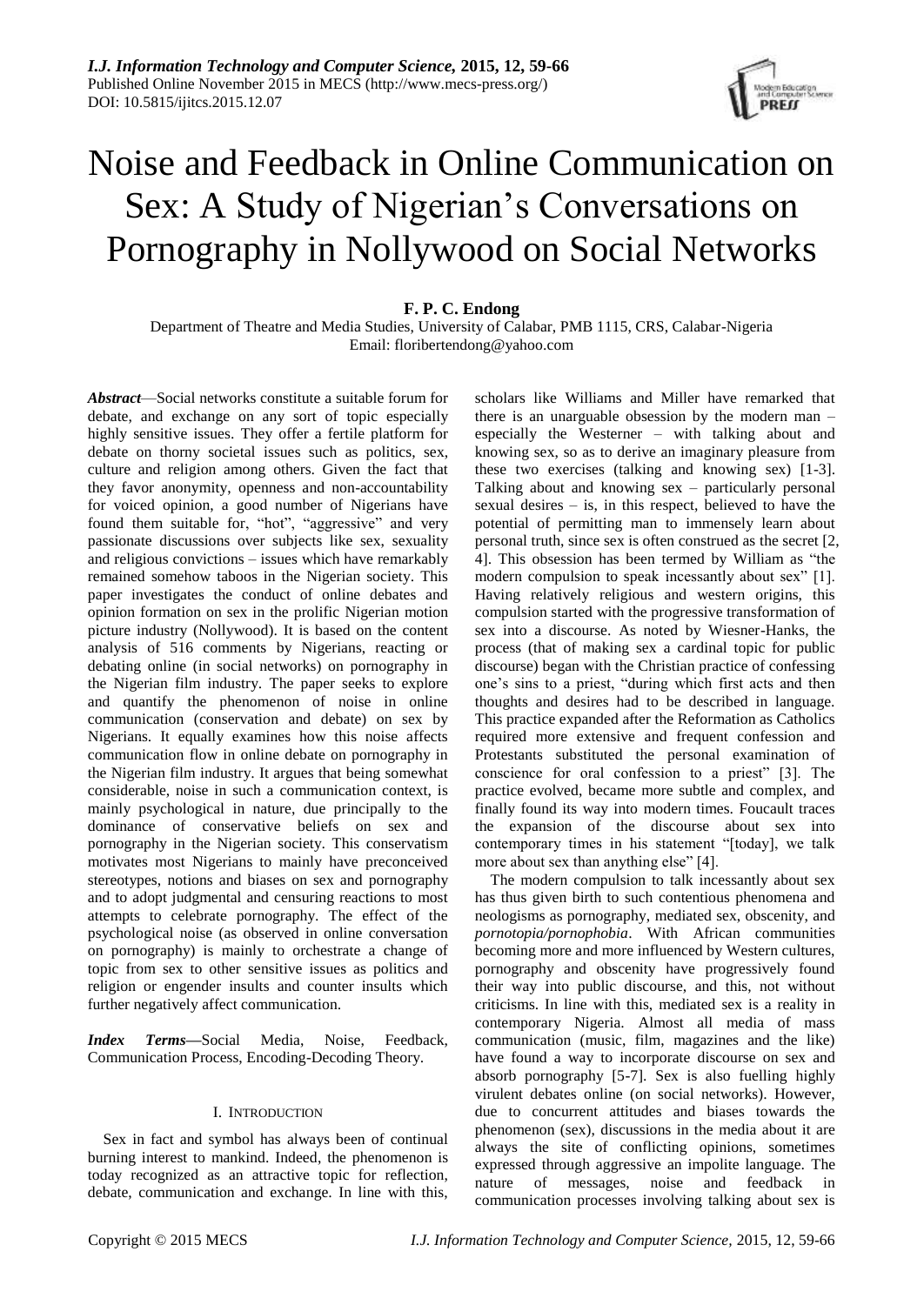# Noise and Feedback in Online Communication on Sex: A Study of Nigerian's Conversations on Pornography in Nollywood on Social Networks

**F. P. C. Endong**

Department of Theatre and Media Studies, University of Calabar, PMB 1115, CRS, Calabar-Nigeria
Email: floribertendong@yahoo.com

***Abstract***—Social networks constitute a suitable forum for debate, and exchange on any sort of topic especially highly sensitive issues. They offer a fertile platform for debate on thorny societal issues such as politics, sex, culture and religion among others. Given the fact that they favor anonymity, openness and non-accountability for voiced opinion, a good number of Nigerians have found them suitable for, "hot", "aggressive" and very passionate discussions over subjects like sex, sexuality and religious convictions – issues which have remarkably remained somehow taboos in the Nigerian society. This paper investigates the conduct of online debates and opinion formation on sex in the prolific Nigerian motion picture industry (Nollywood). It is based on the content analysis of 516 comments by Nigerians, reacting or debating online (in social networks) on pornography in the Nigerian film industry. The paper seeks to explore and quantify the phenomenon of noise in online communication (conservation and debate) on sex by Nigerians. It equally examines how this noise affects communication flow in online debate on pornography in the Nigerian film industry. It argues that being somewhat considerable, noise in such a communication context, is mainly psychological in nature, due principally to the dominance of conservative beliefs on sex and pornography in the Nigerian society. This conservatism motivates most Nigerians to mainly have preconceived stereotypes, notions and biases on sex and pornography and to adopt judgmental and censuring reactions to most attempts to celebrate pornography. The effect of the psychological noise (as observed in online conversation on pornography) is mainly to orchestrate a change of topic from sex to other sensitive issues as politics and religion or engender insults and counter insults which further negatively affect communication.

***Index Terms***—Social Media, Noise, Feedback, Communication Process, Encoding-Decoding Theory.

## I. Introduction

Sex in fact and symbol has always been of continual burning interest to mankind. Indeed, the phenomenon is today recognized as an attractive topic for reflection, debate, communication and exchange. In line with this, scholars like Williams and Miller have remarked that there is an unarguable obsession by the modern man – especially the Westerner – with talking about and knowing sex, so as to derive an imaginary pleasure from these two exercises (talking and knowing sex) [1-3]. Talking about and knowing sex – particularly personal sexual desires – is, in this respect, believed to have the potential of permitting man to immensely learn about personal truth, since sex is often construed as the secret [2, 4]. This obsession has been termed by William as "the modern compulsion to speak incessantly about sex" [1]. Having relatively religious and western origins, this compulsion started with the progressive transformation of sex into a discourse. As noted by Wiesner-Hanks, the process (that of making sex a cardinal topic for public discourse) began with the Christian practice of confessing one's sins to a priest, "during which first acts and then thoughts and desires had to be described in language. This practice expanded after the Reformation as Catholics required more extensive and frequent confession and Protestants substituted the personal examination of conscience for oral confession to a priest" [3]. The practice evolved, became more subtle and complex, and finally found its way into modern times. Foucault traces the expansion of the discourse about sex into contemporary times in his statement "[today], we talk more about sex than anything else" [4].

The modern compulsion to talk incessantly about sex has thus given birth to such contentious phenomena and neologisms as pornography, mediated sex, obscenity, and *pornotopia/pornophobia*. With African communities becoming more and more influenced by Western cultures, pornography and obscenity have progressively found their way into public discourse, and this, not without criticisms. In line with this, mediated sex is a reality in contemporary Nigeria. Almost all media of mass communication (music, film, magazines and the like) have found a way to incorporate discourse on sex and absorb pornography [5-7]. Sex is also fuelling highly virulent debates online (on social networks). However, due to concurrent attitudes and biases towards the phenomenon (sex), discussions in the media about it are always the site of conflicting opinions, sometimes expressed through aggressive an impolite language. The nature of messages, noise and feedback in communication processes involving talking about sex is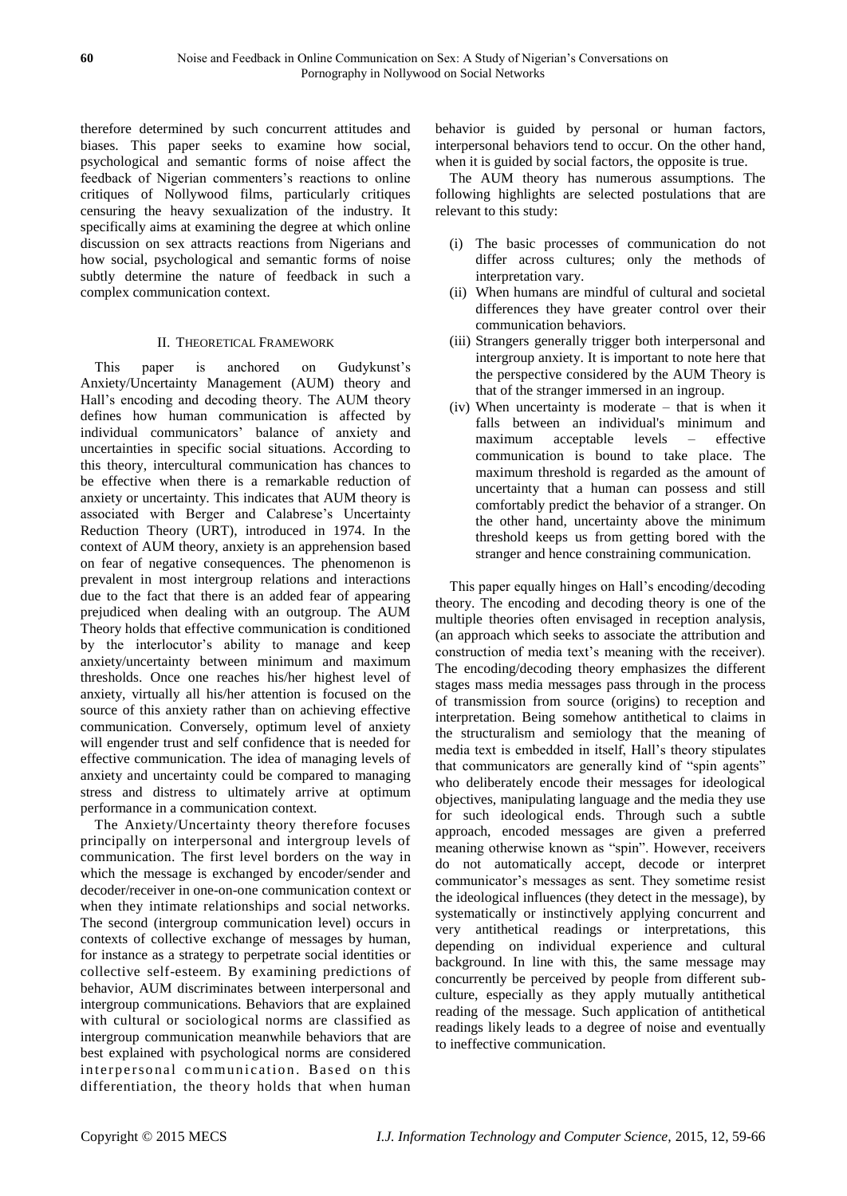therefore determined by such concurrent attitudes and biases. This paper seeks to examine how social, psychological and semantic forms of noise affect the feedback of Nigerian commenters's reactions to online critiques of Nollywood films, particularly critiques censuring the heavy sexualization of the industry. It specifically aims at examining the degree at which online discussion on sex attracts reactions from Nigerians and how social, psychological and semantic forms of noise subtly determine the nature of feedback in such a complex communication context.

## II. Theoretical Framework

This paper is anchored on Gudykunst's Anxiety/Uncertainty Management (AUM) theory and Hall's encoding and decoding theory. The AUM theory defines how human communication is affected by individual communicators' balance of anxiety and uncertainties in specific social situations. According to this theory, intercultural communication has chances to be effective when there is a remarkable reduction of anxiety or uncertainty. This indicates that AUM theory is associated with Berger and Calabrese's Uncertainty Reduction Theory (URT), introduced in 1974. In the context of AUM theory, anxiety is an apprehension based on fear of negative consequences. The phenomenon is prevalent in most intergroup relations and interactions due to the fact that there is an added fear of appearing prejudiced when dealing with an outgroup. The AUM Theory holds that effective communication is conditioned by the interlocutor's ability to manage and keep anxiety/uncertainty between minimum and maximum thresholds. Once one reaches his/her highest level of anxiety, virtually all his/her attention is focused on the source of this anxiety rather than on achieving effective communication. Conversely, optimum level of anxiety will engender trust and self confidence that is needed for effective communication. The idea of managing levels of anxiety and uncertainty could be compared to managing stress and distress to ultimately arrive at optimum performance in a communication context.

The Anxiety/Uncertainty theory therefore focuses principally on interpersonal and intergroup levels of communication. The first level borders on the way in which the message is exchanged by encoder/sender and decoder/receiver in one-on-one communication context or when they intimate relationships and social networks. The second (intergroup communication level) occurs in contexts of collective exchange of messages by human, for instance as a strategy to perpetrate social identities or collective self-esteem. By examining predictions of behavior, AUM discriminates between interpersonal and intergroup communications. Behaviors that are explained with cultural or sociological norms are classified as intergroup communication meanwhile behaviors that are best explained with psychological norms are considered interpersonal communication. Based on this differentiation, the theory holds that when human behavior is guided by personal or human factors, interpersonal behaviors tend to occur. On the other hand, when it is guided by social factors, the opposite is true.

The AUM theory has numerous assumptions. The following highlights are selected postulations that are relevant to this study:

(i) The basic processes of communication do not differ across cultures; only the methods of interpretation vary.
(ii) When humans are mindful of cultural and societal differences they have greater control over their communication behaviors.
(iii) Strangers generally trigger both interpersonal and intergroup anxiety. It is important to note here that the perspective considered by the AUM Theory is that of the stranger immersed in an ingroup.
(iv) When uncertainty is moderate – that is when it falls between an individual's minimum and maximum acceptable levels – effective communication is bound to take place. The maximum threshold is regarded as the amount of uncertainty that a human can possess and still comfortably predict the behavior of a stranger. On the other hand, uncertainty above the minimum threshold keeps us from getting bored with the stranger and hence constraining communication.

This paper equally hinges on Hall's encoding/decoding theory. The encoding and decoding theory is one of the multiple theories often envisaged in reception analysis, (an approach which seeks to associate the attribution and construction of media text's meaning with the receiver). The encoding/decoding theory emphasizes the different stages mass media messages pass through in the process of transmission from source (origins) to reception and interpretation. Being somehow antithetical to claims in the structuralism and semiology that the meaning of media text is embedded in itself, Hall's theory stipulates that communicators are generally kind of "spin agents" who deliberately encode their messages for ideological objectives, manipulating language and the media they use for such ideological ends. Through such a subtle approach, encoded messages are given a preferred meaning otherwise known as "spin". However, receivers do not automatically accept, decode or interpret communicator's messages as sent. They sometime resist the ideological influences (they detect in the message), by systematically or instinctively applying concurrent and very antithetical readings or interpretations, this depending on individual experience and cultural background. In line with this, the same message may concurrently be perceived by people from different sub-culture, especially as they apply mutually antithetical reading of the message. Such application of antithetical readings likely leads to a degree of noise and eventually to ineffective communication.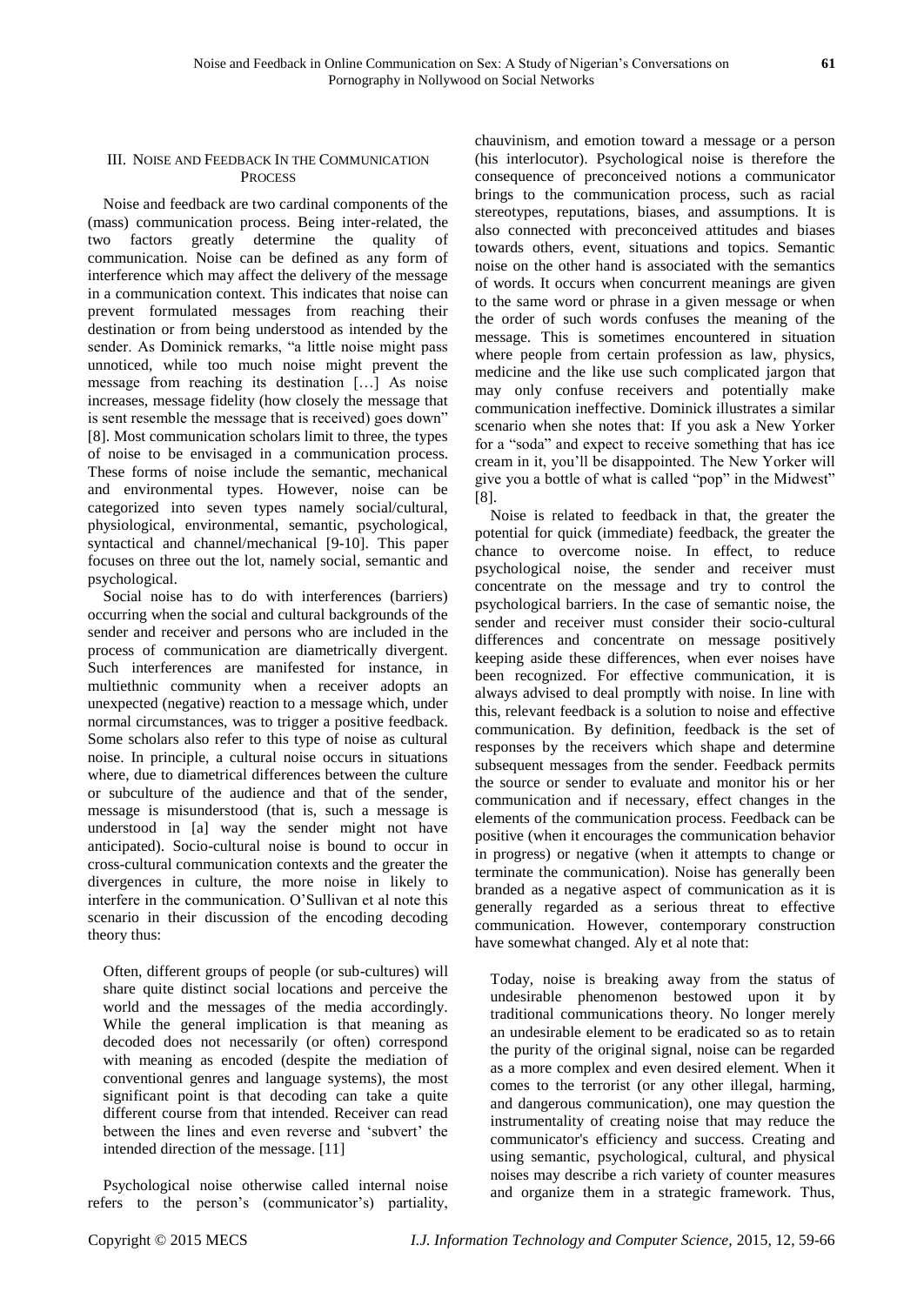## III. NOISE AND FEEDBACK IN THE COMMUNICATION PROCESS

Noise and feedback are two cardinal components of the (mass) communication process. Being inter-related, the two factors greatly determine the quality of communication. Noise can be defined as any form of interference which may affect the delivery of the message in a communication context. This indicates that noise can prevent formulated messages from reaching their destination or from being understood as intended by the sender. As Dominick remarks, "a little noise might pass unnoticed, while too much noise might prevent the message from reaching its destination […] As noise increases, message fidelity (how closely the message that is sent resemble the message that is received) goes down" [8]. Most communication scholars limit to three, the types of noise to be envisaged in a communication process. These forms of noise include the semantic, mechanical and environmental types. However, noise can be categorized into seven types namely social/cultural, physiological, environmental, semantic, psychological, syntactical and channel/mechanical [9-10]. This paper focuses on three out the lot, namely social, semantic and psychological.

Social noise has to do with interferences (barriers) occurring when the social and cultural backgrounds of the sender and receiver and persons who are included in the process of communication are diametrically divergent. Such interferences are manifested for instance, in multiethnic community when a receiver adopts an unexpected (negative) reaction to a message which, under normal circumstances, was to trigger a positive feedback. Some scholars also refer to this type of noise as cultural noise. In principle, a cultural noise occurs in situations where, due to diametrical differences between the culture or subculture of the audience and that of the sender, message is misunderstood (that is, such a message is understood in [a] way the sender might not have anticipated). Socio-cultural noise is bound to occur in cross-cultural communication contexts and the greater the divergences in culture, the more noise in likely to interfere in the communication. O'Sullivan et al note this scenario in their discussion of the encoding decoding theory thus:

> Often, different groups of people (or sub-cultures) will share quite distinct social locations and perceive the world and the messages of the media accordingly. While the general implication is that meaning as decoded does not necessarily (or often) correspond with meaning as encoded (despite the mediation of conventional genres and language systems), the most significant point is that decoding can take a quite different course from that intended. Receiver can read between the lines and even reverse and 'subvert' the intended direction of the message. [11]

Psychological noise otherwise called internal noise refers to the person's (communicator's) partiality, chauvinism, and emotion toward a message or a person (his interlocutor). Psychological noise is therefore the consequence of preconceived notions a communicator brings to the communication process, such as racial stereotypes, reputations, biases, and assumptions. It is also connected with preconceived attitudes and biases towards others, event, situations and topics. Semantic noise on the other hand is associated with the semantics of words. It occurs when concurrent meanings are given to the same word or phrase in a given message or when the order of such words confuses the meaning of the message. This is sometimes encountered in situation where people from certain profession as law, physics, medicine and the like use such complicated jargon that may only confuse receivers and potentially make communication ineffective. Dominick illustrates a similar scenario when she notes that: If you ask a New Yorker for a "soda" and expect to receive something that has ice cream in it, you'll be disappointed. The New Yorker will give you a bottle of what is called "pop" in the Midwest" [8].

Noise is related to feedback in that, the greater the potential for quick (immediate) feedback, the greater the chance to overcome noise. In effect, to reduce psychological noise, the sender and receiver must concentrate on the message and try to control the psychological barriers. In the case of semantic noise, the sender and receiver must consider their socio-cultural differences and concentrate on message positively keeping aside these differences, when ever noises have been recognized. For effective communication, it is always advised to deal promptly with noise. In line with this, relevant feedback is a solution to noise and effective communication. By definition, feedback is the set of responses by the receivers which shape and determine subsequent messages from the sender. Feedback permits the source or sender to evaluate and monitor his or her communication and if necessary, effect changes in the elements of the communication process. Feedback can be positive (when it encourages the communication behavior in progress) or negative (when it attempts to change or terminate the communication). Noise has generally been branded as a negative aspect of communication as it is generally regarded as a serious threat to effective communication. However, contemporary construction have somewhat changed. Aly et al note that:

> Today, noise is breaking away from the status of undesirable phenomenon bestowed upon it by traditional communications theory. No longer merely an undesirable element to be eradicated so as to retain the purity of the original signal, noise can be regarded as a more complex and even desired element. When it comes to the terrorist (or any other illegal, harming, and dangerous communication), one may question the instrumentality of creating noise that may reduce the communicator's efficiency and success. Creating and using semantic, psychological, cultural, and physical noises may describe a rich variety of counter measures and organize them in a strategic framework. Thus,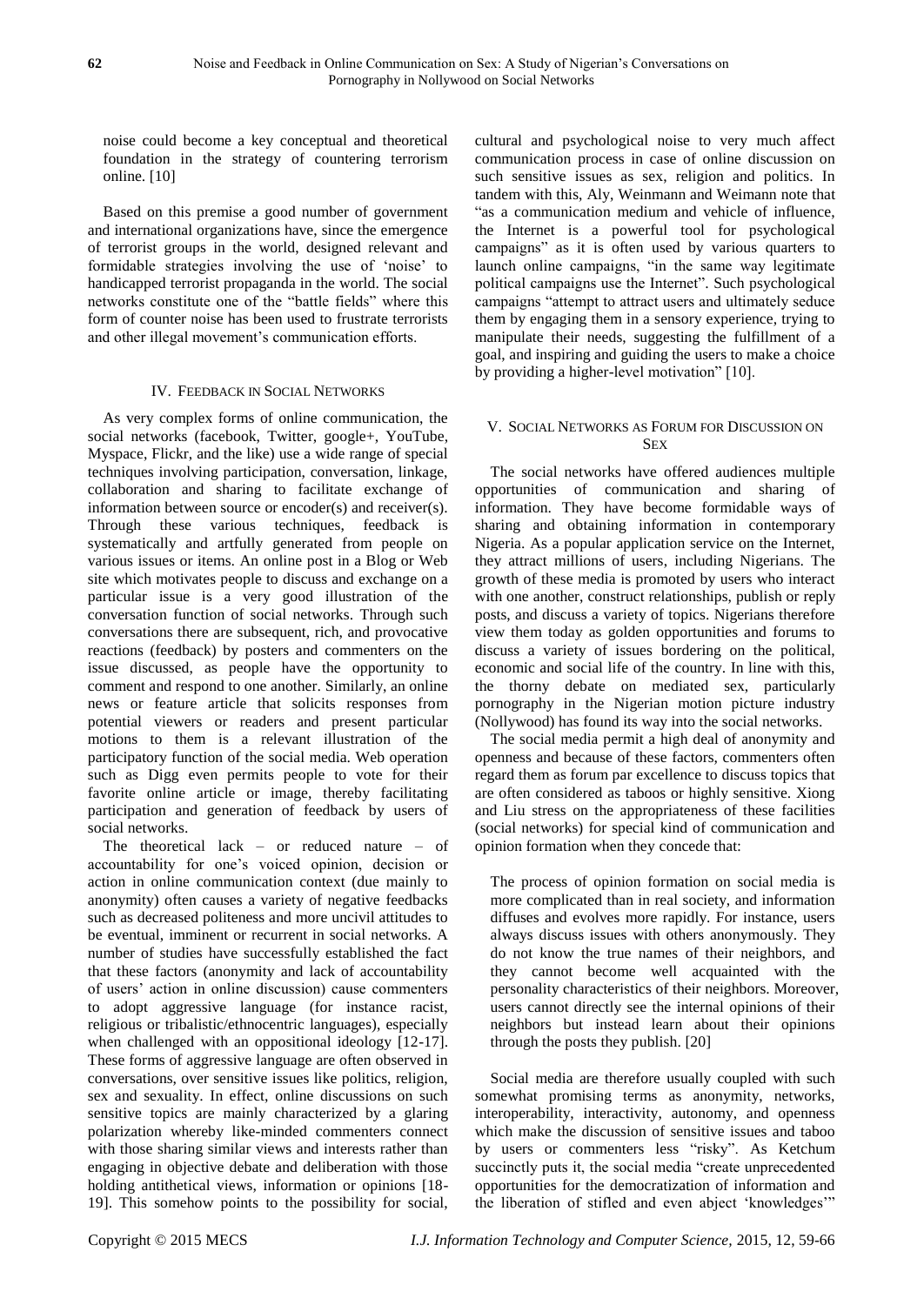noise could become a key conceptual and theoretical foundation in the strategy of countering terrorism online. [10]

Based on this premise a good number of government and international organizations have, since the emergence of terrorist groups in the world, designed relevant and formidable strategies involving the use of 'noise' to handicapped terrorist propaganda in the world. The social networks constitute one of the "battle fields" where this form of counter noise has been used to frustrate terrorists and other illegal movement's communication efforts.

## IV. Feedback in Social Networks

As very complex forms of online communication, the social networks (facebook, Twitter, google+, YouTube, Myspace, Flickr, and the like) use a wide range of special techniques involving participation, conversation, linkage, collaboration and sharing to facilitate exchange of information between source or encoder(s) and receiver(s). Through these various techniques, feedback is systematically and artfully generated from people on various issues or items. An online post in a Blog or Web site which motivates people to discuss and exchange on a particular issue is a very good illustration of the conversation function of social networks. Through such conversations there are subsequent, rich, and provocative reactions (feedback) by posters and commenters on the issue discussed, as people have the opportunity to comment and respond to one another. Similarly, an online news or feature article that solicits responses from potential viewers or readers and present particular motions to them is a relevant illustration of the participatory function of the social media. Web operation such as Digg even permits people to vote for their favorite online article or image, thereby facilitating participation and generation of feedback by users of social networks.

The theoretical lack – or reduced nature – of accountability for one's voiced opinion, decision or action in online communication context (due mainly to anonymity) often causes a variety of negative feedbacks such as decreased politeness and more uncivil attitudes to be eventual, imminent or recurrent in social networks. A number of studies have successfully established the fact that these factors (anonymity and lack of accountability of users' action in online discussion) cause commenters to adopt aggressive language (for instance racist, religious or tribalistic/ethnocentric languages), especially when challenged with an oppositional ideology [12-17]. These forms of aggressive language are often observed in conversations, over sensitive issues like politics, religion, sex and sexuality. In effect, online discussions on such sensitive topics are mainly characterized by a glaring polarization whereby like-minded commenters connect with those sharing similar views and interests rather than engaging in objective debate and deliberation with those holding antithetical views, information or opinions [18-19]. This somehow points to the possibility for social, cultural and psychological noise to very much affect communication process in case of online discussion on such sensitive issues as sex, religion and politics. In tandem with this, Aly, Weinmann and Weimann note that "as a communication medium and vehicle of influence, the Internet is a powerful tool for psychological campaigns" as it is often used by various quarters to launch online campaigns, "in the same way legitimate political campaigns use the Internet". Such psychological campaigns "attempt to attract users and ultimately seduce them by engaging them in a sensory experience, trying to manipulate their needs, suggesting the fulfillment of a goal, and inspiring and guiding the users to make a choice by providing a higher-level motivation" [10].

## V. Social Networks as Forum for Discussion on Sex

The social networks have offered audiences multiple opportunities of communication and sharing of information. They have become formidable ways of sharing and obtaining information in contemporary Nigeria. As a popular application service on the Internet, they attract millions of users, including Nigerians. The growth of these media is promoted by users who interact with one another, construct relationships, publish or reply posts, and discuss a variety of topics. Nigerians therefore view them today as golden opportunities and forums to discuss a variety of issues bordering on the political, economic and social life of the country. In line with this, the thorny debate on mediated sex, particularly pornography in the Nigerian motion picture industry (Nollywood) has found its way into the social networks.

The social media permit a high deal of anonymity and openness and because of these factors, commenters often regard them as forum par excellence to discuss topics that are often considered as taboos or highly sensitive. Xiong and Liu stress on the appropriateness of these facilities (social networks) for special kind of communication and opinion formation when they concede that:

> The process of opinion formation on social media is more complicated than in real society, and information diffuses and evolves more rapidly. For instance, users always discuss issues with others anonymously. They do not know the true names of their neighbors, and they cannot become well acquainted with the personality characteristics of their neighbors. Moreover, users cannot directly see the internal opinions of their neighbors but instead learn about their opinions through the posts they publish. [20]

Social media are therefore usually coupled with such somewhat promising terms as anonymity, networks, interoperability, interactivity, autonomy, and openness which make the discussion of sensitive issues and taboo by users or commenters less "risky". As Ketchum succinctly puts it, the social media "create unprecedented opportunities for the democratization of information and the liberation of stifled and even abject 'knowledges'"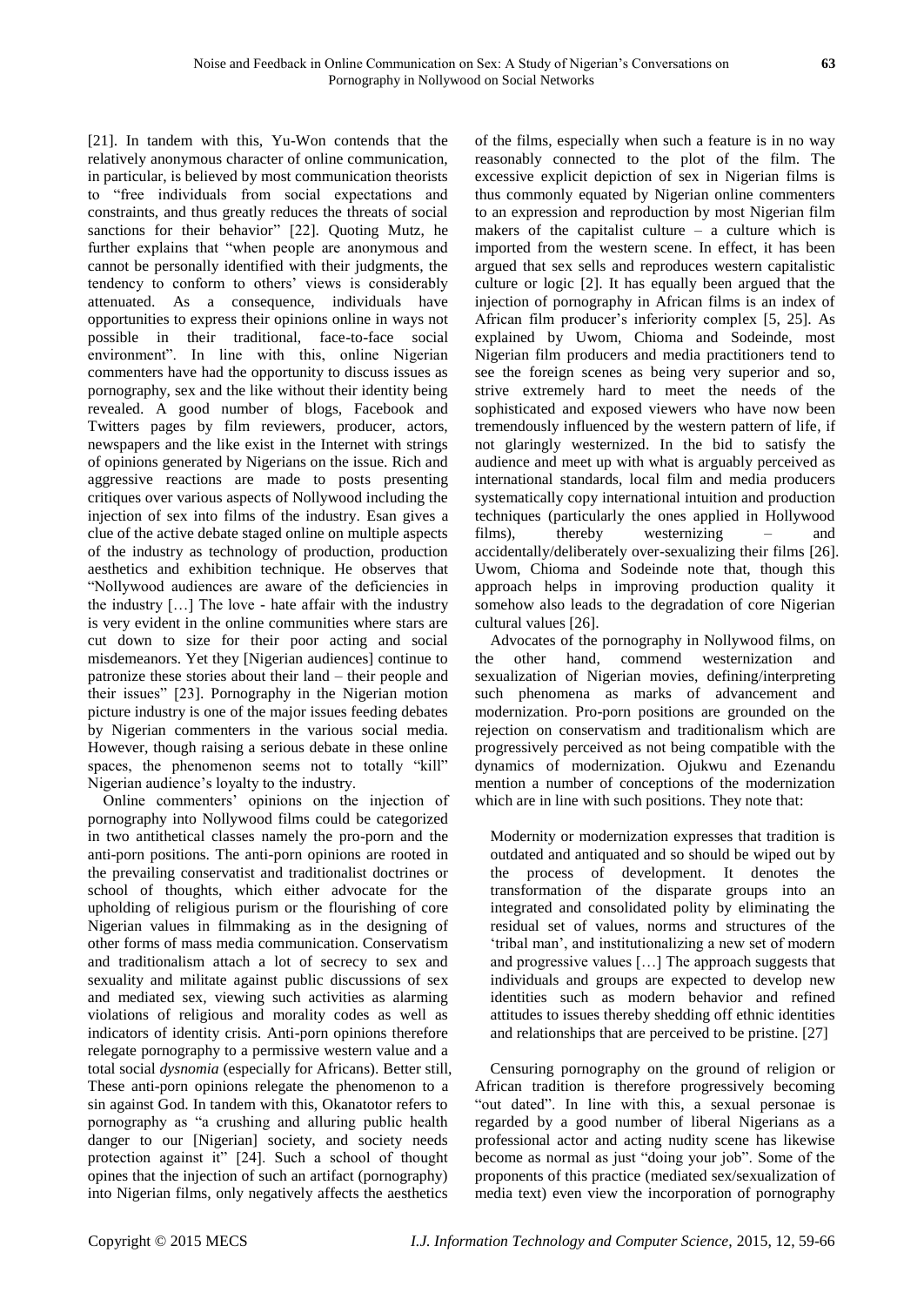[21]. In tandem with this, Yu-Won contends that the relatively anonymous character of online communication, in particular, is believed by most communication theorists to "free individuals from social expectations and constraints, and thus greatly reduces the threats of social sanctions for their behavior" [22]. Quoting Mutz, he further explains that "when people are anonymous and cannot be personally identified with their judgments, the tendency to conform to others' views is considerably attenuated. As a consequence, individuals have opportunities to express their opinions online in ways not possible in their traditional, face-to-face social environment". In line with this, online Nigerian commenters have had the opportunity to discuss issues as pornography, sex and the like without their identity being revealed. A good number of blogs, Facebook and Twitters pages by film reviewers, producer, actors, newspapers and the like exist in the Internet with strings of opinions generated by Nigerians on the issue. Rich and aggressive reactions are made to posts presenting critiques over various aspects of Nollywood including the injection of sex into films of the industry. Esan gives a clue of the active debate staged online on multiple aspects of the industry as technology of production, production aesthetics and exhibition technique. He observes that "Nollywood audiences are aware of the deficiencies in the industry […] The love - hate affair with the industry is very evident in the online communities where stars are cut down to size for their poor acting and social misdemeanors. Yet they [Nigerian audiences] continue to patronize these stories about their land – their people and their issues" [23]. Pornography in the Nigerian motion picture industry is one of the major issues feeding debates by Nigerian commenters in the various social media. However, though raising a serious debate in these online spaces, the phenomenon seems not to totally "kill" Nigerian audience's loyalty to the industry.

Online commenters' opinions on the injection of pornography into Nollywood films could be categorized in two antithetical classes namely the pro-porn and the anti-porn positions. The anti-porn opinions are rooted in the prevailing conservatist and traditionalist doctrines or school of thoughts, which either advocate for the upholding of religious purism or the flourishing of core Nigerian values in filmmaking as in the designing of other forms of mass media communication. Conservatism and traditionalism attach a lot of secrecy to sex and sexuality and militate against public discussions of sex and mediated sex, viewing such activities as alarming violations of religious and morality codes as well as indicators of identity crisis. Anti-porn opinions therefore relegate pornography to a permissive western value and a total social *dysnomia* (especially for Africans). Better still, These anti-porn opinions relegate the phenomenon to a sin against God. In tandem with this, Okanatotor refers to pornography as "a crushing and alluring public health danger to our [Nigerian] society, and society needs protection against it" [24]. Such a school of thought opines that the injection of such an artifact (pornography) into Nigerian films, only negatively affects the aesthetics of the films, especially when such a feature is in no way reasonably connected to the plot of the film. The excessive explicit depiction of sex in Nigerian films is thus commonly equated by Nigerian online commenters to an expression and reproduction by most Nigerian film makers of the capitalist culture – a culture which is imported from the western scene. In effect, it has been argued that sex sells and reproduces western capitalistic culture or logic [2]. It has equally been argued that the injection of pornography in African films is an index of African film producer's inferiority complex [5, 25]. As explained by Uwom, Chioma and Sodeinde, most Nigerian film producers and media practitioners tend to see the foreign scenes as being very superior and so, strive extremely hard to meet the needs of the sophisticated and exposed viewers who have now been tremendously influenced by the western pattern of life, if not glaringly westernized. In the bid to satisfy the audience and meet up with what is arguably perceived as international standards, local film and media producers systematically copy international intuition and production techniques (particularly the ones applied in Hollywood films), thereby westernizing – and accidentally/deliberately over-sexualizing their films [26]. Uwom, Chioma and Sodeinde note that, though this approach helps in improving production quality it somehow also leads to the degradation of core Nigerian cultural values [26].

Advocates of the pornography in Nollywood films, on the other hand, commend westernization and sexualization of Nigerian movies, defining/interpreting such phenomena as marks of advancement and modernization. Pro-porn positions are grounded on the rejection on conservatism and traditionalism which are progressively perceived as not being compatible with the dynamics of modernization. Ojukwu and Ezenandu mention a number of conceptions of the modernization which are in line with such positions. They note that:

> Modernity or modernization expresses that tradition is outdated and antiquated and so should be wiped out by the process of development. It denotes the transformation of the disparate groups into an integrated and consolidated polity by eliminating the residual set of values, norms and structures of the 'tribal man', and institutionalizing a new set of modern and progressive values […] The approach suggests that individuals and groups are expected to develop new identities such as modern behavior and refined attitudes to issues thereby shedding off ethnic identities and relationships that are perceived to be pristine. [27]

Censuring pornography on the ground of religion or African tradition is therefore progressively becoming "out dated". In line with this, a sexual personae is regarded by a good number of liberal Nigerians as a professional actor and acting nudity scene has likewise become as normal as just "doing your job". Some of the proponents of this practice (mediated sex/sexualization of media text) even view the incorporation of pornography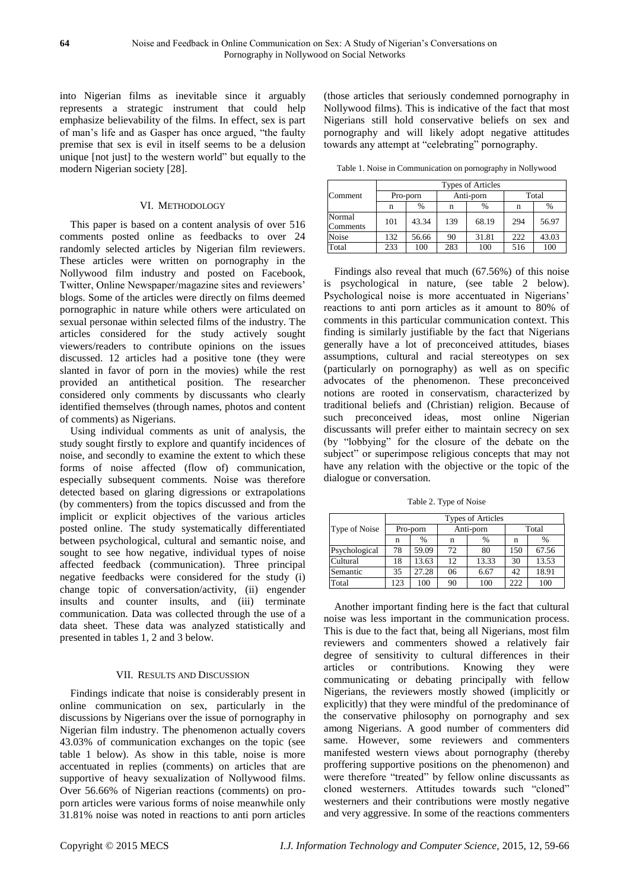into Nigerian films as inevitable since it arguably represents a strategic instrument that could help emphasize believability of the films. In effect, sex is part of man's life and as Gasper has once argued, "the faulty premise that sex is evil in itself seems to be a delusion unique [not just] to the western world" but equally to the modern Nigerian society [28].

## VI. Methodology

This paper is based on a content analysis of over 516 comments posted online as feedbacks to over 24 randomly selected articles by Nigerian film reviewers. These articles were written on pornography in the Nollywood film industry and posted on Facebook, Twitter, Online Newspaper/magazine sites and reviewers' blogs. Some of the articles were directly on films deemed pornographic in nature while others were articulated on sexual personae within selected films of the industry. The articles considered for the study actively sought viewers/readers to contribute opinions on the issues discussed. 12 articles had a positive tone (they were slanted in favor of porn in the movies) while the rest provided an antithetical position. The researcher considered only comments by discussants who clearly identified themselves (through names, photos and content of comments) as Nigerians.

Using individual comments as unit of analysis, the study sought firstly to explore and quantify incidences of noise, and secondly to examine the extent to which these forms of noise affected (flow of) communication, especially subsequent comments. Noise was therefore detected based on glaring digressions or extrapolations (by commenters) from the topics discussed and from the implicit or explicit objectives of the various articles posted online. The study systematically differentiated between psychological, cultural and semantic noise, and sought to see how negative, individual types of noise affected feedback (communication). Three principal negative feedbacks were considered for the study (i) change topic of conversation/activity, (ii) engender insults and counter insults, and (iii) terminate communication. Data was collected through the use of a data sheet. These data was analyzed statistically and presented in tables 1, 2 and 3 below.

## VII. Results and Discussion

Findings indicate that noise is considerably present in online communication on sex, particularly in the discussions by Nigerians over the issue of pornography in Nigerian film industry. The phenomenon actually covers 43.03% of communication exchanges on the topic (see table 1 below). As show in this table, noise is more accentuated in replies (comments) on articles that are supportive of heavy sexualization of Nollywood films. Over 56.66% of Nigerian reactions (comments) on pro-porn articles were various forms of noise meanwhile only 31.81% noise was noted in reactions to anti porn articles (those articles that seriously condemned pornography in Nollywood films). This is indicative of the fact that most Nigerians still hold conservative beliefs on sex and pornography and will likely adopt negative attitudes towards any attempt at "celebrating" pornography.

Table 1. Noise in Communication on pornography in Nollywood

| Comment | Types of Articles | | | | | |
|---|---|---|---|---|---|---|
| | Pro-porn | | Anti-porn | | Total | |
| | n | % | n | % | n | % |
| Normal Comments | 101 | 43.34 | 139 | 68.19 | 294 | 56.97 |
| Noise | 132 | 56.66 | 90 | 31.81 | 222 | 43.03 |
| Total | 233 | 100 | 283 | 100 | 516 | 100 |

Findings also reveal that much (67.56%) of this noise is psychological in nature, (see table 2 below). Psychological noise is more accentuated in Nigerians' reactions to anti porn articles as it amount to 80% of comments in this particular communication context. This finding is similarly justifiable by the fact that Nigerians generally have a lot of preconceived attitudes, biases assumptions, cultural and racial stereotypes on sex (particularly on pornography) as well as on specific advocates of the phenomenon. These preconceived notions are rooted in conservatism, characterized by traditional beliefs and (Christian) religion. Because of such preconceived ideas, most online Nigerian discussants will prefer either to maintain secrecy on sex (by "lobbying" for the closure of the debate on the subject" or superimpose religious concepts that may not have any relation with the objective or the topic of the dialogue or conversation.

Table 2. Type of Noise

| Type of Noise | Types of Articles | | | | | |
|---|---|---|---|---|---|---|
| | Pro-porn | | Anti-porn | | Total | |
| | n | % | n | % | n | % |
| Psychological | 78 | 59.09 | 72 | 80 | 150 | 67.56 |
| Cultural | 18 | 13.63 | 12 | 13.33 | 30 | 13.53 |
| Semantic | 35 | 27.28 | 06 | 6.67 | 42 | 18.91 |
| Total | 123 | 100 | 90 | 100 | 222 | 100 |

Another important finding here is the fact that cultural noise was less important in the communication process. This is due to the fact that, being all Nigerians, most film reviewers and commenters showed a relatively fair degree of sensitivity to cultural differences in their articles or contributions. Knowing they were communicating or debating principally with fellow Nigerians, the reviewers mostly showed (implicitly or explicitly) that they were mindful of the predominance of the conservative philosophy on pornography and sex among Nigerians. A good number of commenters did same. However, some reviewers and commenters manifested western views about pornography (thereby proffering supportive positions on the phenomenon) and were therefore "treated" by fellow online discussants as cloned westerners. Attitudes towards such "cloned" westerners and their contributions were mostly negative and very aggressive. In some of the reactions commenters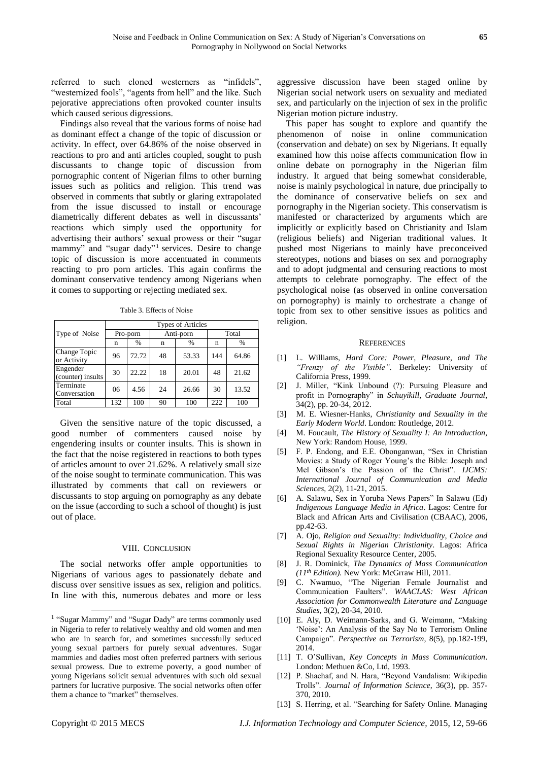referred to such cloned westerners as "infidels", "westernized fools", "agents from hell" and the like. Such pejorative appreciations often provoked counter insults which caused serious digressions.

Findings also reveal that the various forms of noise had as dominant effect a change of the topic of discussion or activity. In effect, over 64.86% of the noise observed in reactions to pro and anti articles coupled, sought to push discussants to change topic of discussion from pornographic content of Nigerian films to other burning issues such as politics and religion. This trend was observed in comments that subtly or glaring extrapolated from the issue discussed to install or encourage diametrically different debates as well in discussants' reactions which simply used the opportunity for advertising their authors' sexual prowess or their "sugar mammy" and "sugar dady"[1] services. Desire to change topic of discussion is more accentuated in comments reacting to pro porn articles. This again confirms the dominant conservative tendency among Nigerians when it comes to supporting or rejecting mediated sex.

Table 3. Effects of Noise

| Type of Noise | Types of Articles | | | | | |
|---|---|---|---|---|---|---|
| | Pro-porn | | Anti-porn | | Total | |
| | n | % | n | % | n | % |
| Change Topic or Activity | 96 | 72.72 | 48 | 53.33 | 144 | 64.86 |
| Engender (counter) insults | 30 | 22.22 | 18 | 20.01 | 48 | 21.62 |
| Terminate Conversation | 06 | 4.56 | 24 | 26.66 | 30 | 13.52 |
| Total | 132 | 100 | 90 | 100 | 222 | 100 |

Given the sensitive nature of the topic discussed, a good number of commenters caused noise by engendering insults or counter insults. This is shown in the fact that the noise registered in reactions to both types of articles amount to over 21.62%. A relatively small size of the noise sought to terminate communication. This was illustrated by comments that call on reviewers or discussants to stop arguing on pornography as any debate on the issue (according to such a school of thought) is just out of place.

## VIII. Conclusion

The social networks offer ample opportunities to Nigerians of various ages to passionately debate and discuss over sensitive issues as sex, religion and politics. In line with this, numerous debates and more or less aggressive discussion have been staged online by Nigerian social network users on sexuality and mediated sex, and particularly on the injection of sex in the prolific Nigerian motion picture industry.

This paper has sought to explore and quantify the phenomenon of noise in online communication (conservation and debate) on sex by Nigerians. It equally examined how this noise affects communication flow in online debate on pornography in the Nigerian film industry. It argued that being somewhat considerable, noise is mainly psychological in nature, due principally to the dominance of conservative beliefs on sex and pornography in the Nigerian society. This conservatism is manifested or characterized by arguments which are implicitly or explicitly based on Christianity and Islam (religious beliefs) and Nigerian traditional values. It pushed most Nigerians to mainly have preconceived stereotypes, notions and biases on sex and pornography and to adopt judgmental and censuring reactions to most attempts to celebrate pornography. The effect of the psychological noise (as observed in online conversation on pornography) is mainly to orchestrate a change of topic from sex to other sensitive issues as politics and religion.

## References

[1] L. Williams, *Hard Core: Power, Pleasure, and The "Frenzy of the Visible"*. Berkeley: University of California Press, 1999.

[2] J. Miller, "Kink Unbound (?): Pursuing Pleasure and profit in Pornography" in *Schuyikill, Graduate Journal*, 34(2), pp. 20-34, 2012.

[3] M. E. Wiesner-Hanks, *Christianity and Sexuality in the Early Modern World*. London: Routledge, 2012.

[4] M. Foucault, *The History of Sexuality I: An Introduction*, New York: Random House, 1999.

[5] F. P. Endong, and E.E. Obonganwan, "Sex in Christian Movies: a Study of Roger Young's the Bible: Joseph and Mel Gibson's the Passion of the Christ". *IJCMS: International Journal of Communication and Media Sciences*, 2(2), 11-21, 2015.

[6] A. Salawu, Sex in Yoruba News Papers" In Salawu (Ed) *Indigenous Language Media in Africa*. Lagos: Centre for Black and African Arts and Civilisation (CBAAC), 2006, pp.42-63.

[7] A. Ojo, *Religion and Sexuality: Individuality, Choice and Sexual Rights in Nigerian Christianity*. Lagos: Africa Regional Sexuality Resource Center, 2005.

[8] J. R. Dominick, *The Dynamics of Mass Communication (11th Edition)*. New York: McGrraw Hill, 2011.

[9] C. Nwamuo, "The Nigerian Female Journalist and Communication Faulters". *WAACLAS: West African Association for Commonwealth Literature and Language Studies*, 3(2), 20-34, 2010.

[10] E. Aly, D. Weimann-Sarks, and G. Weimann, "Making 'Noise': An Analysis of the Say No to Terrorism Online Campaign". *Perspective on Terrorism*, 8(5), pp.182-199, 2014.

[11] T. O'Sullivan, *Key Concepts in Mass Communication*. London: Methuen &Co, Ltd, 1993.

[12] P. Shachaf, and N. Hara, "Beyond Vandalism: Wikipedia Trolls". *Journal of Information Science*, 36(3), pp. 357-370, 2010.

[13] S. Herring, et al. "Searching for Safety Online. Managing

[1] "Sugar Mammy" and "Sugar Dady" are terms commonly used in Nigeria to refer to relatively wealthy and old women and men who are in search for, and sometimes successfully seduced young sexual partners for purely sexual adventures. Sugar mammies and dadies most often preferred partners with serious sexual prowess. Due to extreme poverty, a good number of young Nigerians solicit sexual adventures with such old sexual partners for lucrative purposive. The social networks often offer them a chance to "market" themselves.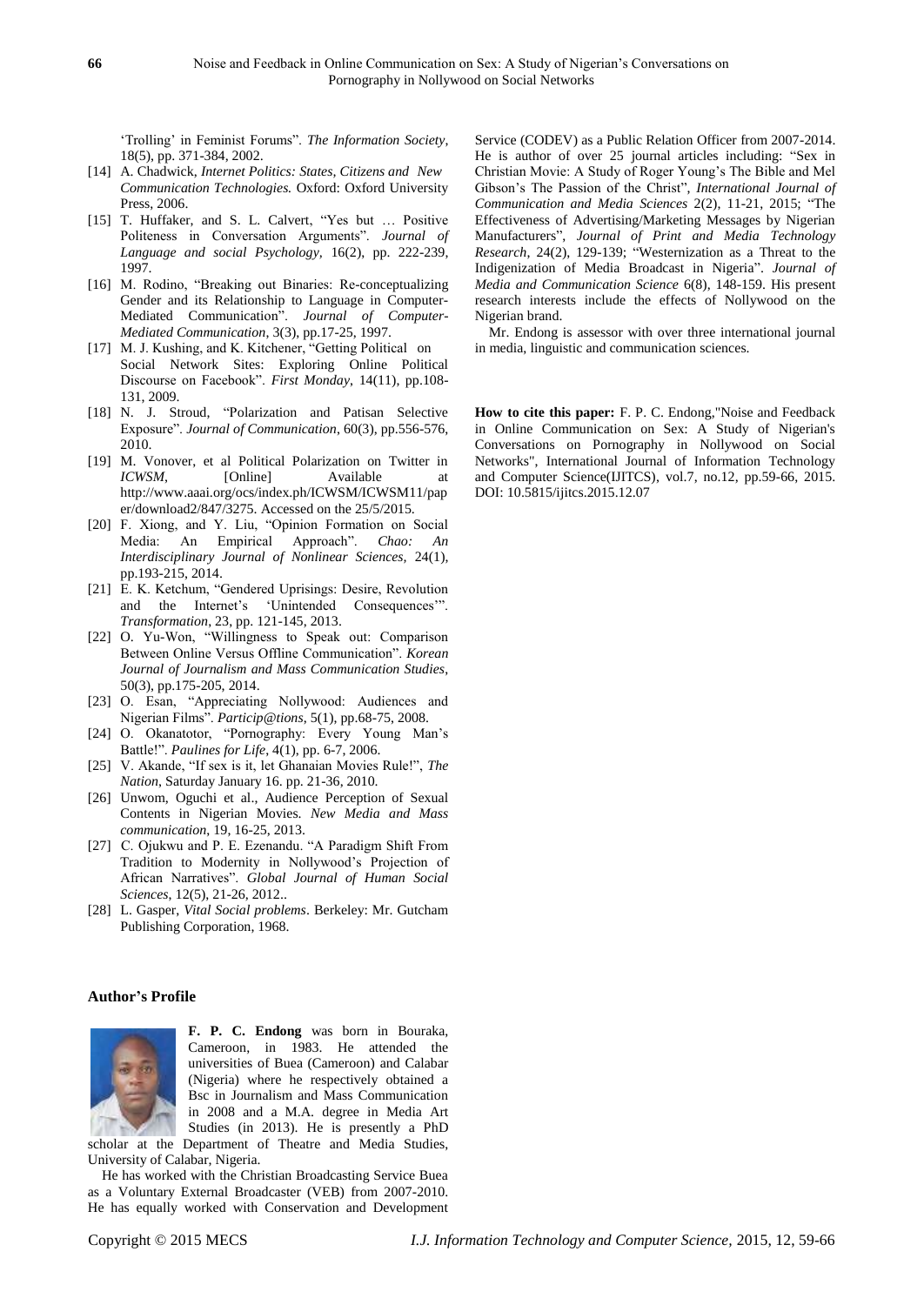'Trolling' in Feminist Forums". *The Information Society*, 18(5), pp. 371-384, 2002.

[14] A. Chadwick, *Internet Politics: States, Citizens and New Communication Technologies.* Oxford: Oxford University Press, 2006.

[15] T. Huffaker, and S. L. Calvert, "Yes but … Positive Politeness in Conversation Arguments". *Journal of Language and social Psychology*, 16(2), pp. 222-239, 1997.

[16] M. Rodino, "Breaking out Binaries: Re-conceptualizing Gender and its Relationship to Language in Computer-Mediated Communication". *Journal of Computer-Mediated Communication*, 3(3), pp.17-25, 1997.

[17] M. J. Kushing, and K. Kitchener, "Getting Political on Social Network Sites: Exploring Online Political Discourse on Facebook". *First Monday*, 14(11), pp.108-131, 2009.

[18] N. J. Stroud, "Polarization and Patisan Selective Exposure". *Journal of Communication*, 60(3), pp.556-576, 2010.

[19] M. Vonover, et al Political Polarization on Twitter in *ICWSM*, [Online] Available at http://www.aaai.org/ocs/index.ph/ICWSM/ICWSM11/paper/download2/847/3275. Accessed on the 25/5/2015.

[20] F. Xiong, and Y. Liu, "Opinion Formation on Social Media: An Empirical Approach". *Chao: An Interdisciplinary Journal of Nonlinear Sciences*, 24(1), pp.193-215, 2014.

[21] E. K. Ketchum, "Gendered Uprisings: Desire, Revolution and the Internet's 'Unintended Consequences'". *Transformation*, 23, pp. 121-145, 2013.

[22] O. Yu-Won, "Willingness to Speak out: Comparison Between Online Versus Offline Communication". *Korean Journal of Journalism and Mass Communication Studies*, 50(3), pp.175-205, 2014.

[23] O. Esan, "Appreciating Nollywood: Audiences and Nigerian Films". *Particip@tions*, 5(1), pp.68-75, 2008.

[24] O. Okanatotor, "Pornography: Every Young Man's Battle!". *Paulines for Life*, 4(1), pp. 6-7, 2006.

[25] V. Akande, "If sex is it, let Ghanaian Movies Rule!", *The Nation*, Saturday January 16. pp. 21-36, 2010.

[26] Unwom, Oguchi et al., Audience Perception of Sexual Contents in Nigerian Movies. *New Media and Mass communication*, 19, 16-25, 2013.

[27] C. Ojukwu and P. E. Ezenandu. "A Paradigm Shift From Tradition to Modernity in Nollywood's Projection of African Narratives". *Global Journal of Human Social Sciences*, 12(5), 21-26, 2012..

[28] L. Gasper, *Vital Social problems*. Berkeley: Mr. Gutcham Publishing Corporation, 1968.

### Author's Profile

**F. P. C. Endong** was born in Bouraka, Cameroon, in 1983. He attended the universities of Buea (Cameroon) and Calabar (Nigeria) where he respectively obtained a Bsc in Journalism and Mass Communication in 2008 and a M.A. degree in Media Art Studies (in 2013). He is presently a PhD scholar at the Department of Theatre and Media Studies, University of Calabar, Nigeria.

He has worked with the Christian Broadcasting Service Buea as a Voluntary External Broadcaster (VEB) from 2007-2010. He has equally worked with Conservation and Development Service (CODEV) as a Public Relation Officer from 2007-2014. He is author of over 25 journal articles including: "Sex in Christian Movie: A Study of Roger Young's The Bible and Mel Gibson's The Passion of the Christ", *International Journal of Communication and Media Sciences* 2(2), 11-21, 2015; "The Effectiveness of Advertising/Marketing Messages by Nigerian Manufacturers", *Journal of Print and Media Technology Research*, 24(2), 129-139; "Westernization as a Threat to the Indigenization of Media Broadcast in Nigeria". *Journal of Media and Communication Science* 6(8), 148-159. His present research interests include the effects of Nollywood on the Nigerian brand.

Mr. Endong is assessor with over three international journal in media, linguistic and communication sciences.

**How to cite this paper:** F. P. C. Endong,"Noise and Feedback in Online Communication on Sex: A Study of Nigerian's Conversations on Pornography in Nollywood on Social Networks", International Journal of Information Technology and Computer Science(IJITCS), vol.7, no.12, pp.59-66, 2015. DOI: 10.5815/ijitcs.2015.12.07